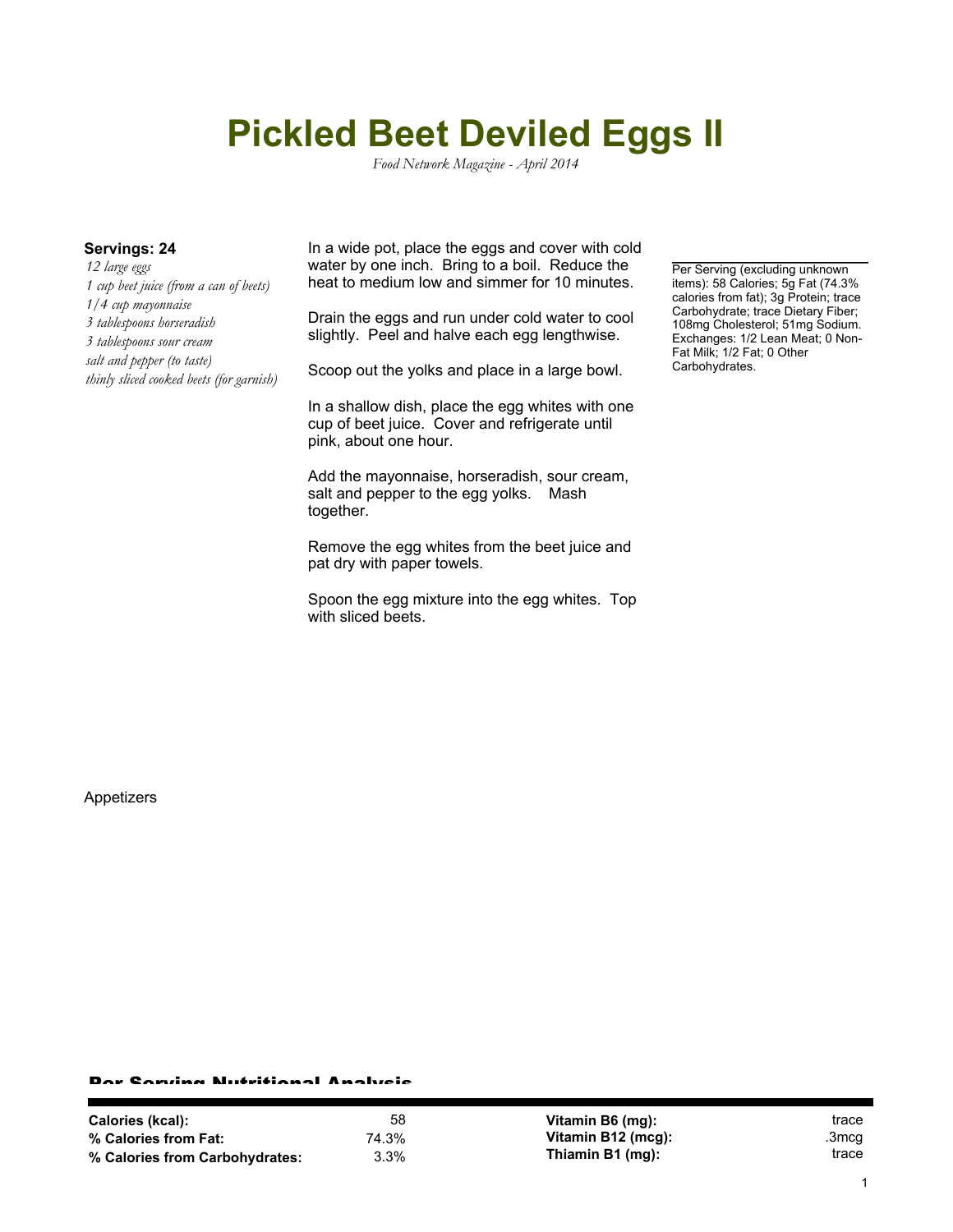# Pickled Beet Deviled Eggs II

*Food Network Magazine - April 2014*

**Servings: 24**

*12 large eggs*
*1 cup beet juice (from a can of beets)*
*1/4 cup mayonnaise*
*3 tablespoons horseradish*
*3 tablespoons sour cream*
*salt and pepper (to taste)*
*thinly sliced cooked beets (for garnish)*

In a wide pot, place the eggs and cover with cold water by one inch. Bring to a boil. Reduce the heat to medium low and simmer for 10 minutes.

Drain the eggs and run under cold water to cool slightly. Peel and halve each egg lengthwise.

Scoop out the yolks and place in a large bowl.

In a shallow dish, place the egg whites with one cup of beet juice. Cover and refrigerate until pink, about one hour.

Add the mayonnaise, horseradish, sour cream, salt and pepper to the egg yolks. Mash together.

Remove the egg whites from the beet juice and pat dry with paper towels.

Spoon the egg mixture into the egg whites. Top with sliced beets.

Per Serving (excluding unknown items): 58 Calories; 5g Fat (74.3% calories from fat); 3g Protein; trace Carbohydrate; trace Dietary Fiber; 108mg Cholesterol; 51mg Sodium. Exchanges: 1/2 Lean Meat; 0 Non-Fat Milk; 1/2 Fat; 0 Other Carbohydrates.

Appetizers

## Per Serving Nutritional Analysis

| | | | |
|---|---|---|---|
| **Calories (kcal):** | 58 | **Vitamin B6 (mg):** | trace |
| **% Calories from Fat:** | 74.3% | **Vitamin B12 (mcg):** | .3mcg |
| **% Calories from Carbohydrates:** | 3.3% | **Thiamin B1 (mg):** | trace |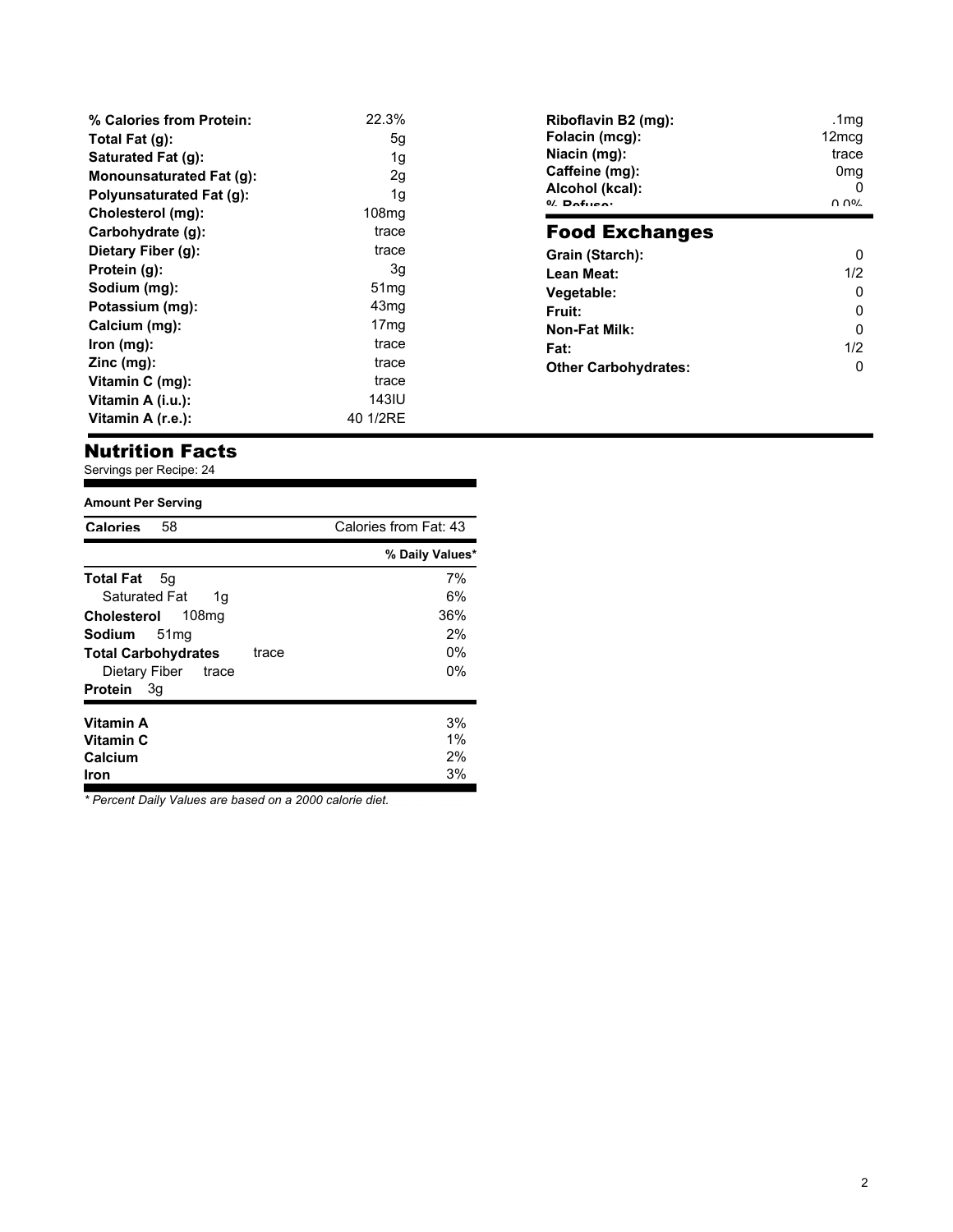| | |
|---|---|
| **% Calories from Protein:** | 22.3% |
| **Total Fat (g):** | 5g |
| **Saturated Fat (g):** | 1g |
| **Monounsaturated Fat (g):** | 2g |
| **Polyunsaturated Fat (g):** | 1g |
| **Cholesterol (mg):** | 108mg |
| **Carbohydrate (g):** | trace |
| **Dietary Fiber (g):** | trace |
| **Protein (g):** | 3g |
| **Sodium (mg):** | 51mg |
| **Potassium (mg):** | 43mg |
| **Calcium (mg):** | 17mg |
| **Iron (mg):** | trace |
| **Zinc (mg):** | trace |
| **Vitamin C (mg):** | trace |
| **Vitamin A (i.u.):** | 143IU |
| **Vitamin A (r.e.):** | 40 1/2RE |

| | |
|---|---|
| **Riboflavin B2 (mg):** | .1mg |
| **Folacin (mcg):** | 12mcg |
| **Niacin (mg):** | trace |
| **Caffeine (mg):** | 0mg |
| **Alcohol (kcal):** | 0 |
| **% Refuse:** | 0.0% |

## Food Exchanges

| | |
|---|---|
| **Grain (Starch):** | 0 |
| **Lean Meat:** | 1/2 |
| **Vegetable:** | 0 |
| **Fruit:** | 0 |
| **Non-Fat Milk:** | 0 |
| **Fat:** | 1/2 |
| **Other Carbohydrates:** | 0 |

## Nutrition Facts

Servings per Recipe: 24

**Amount Per Serving**

| | |
|---|---|
| **Calories** 58 | Calories from Fat: 43 |
| | **% Daily Values*** |
| **Total Fat** 5g | 7% |
| Saturated Fat 1g | 6% |
| **Cholesterol** 108mg | 36% |
| **Sodium** 51mg | 2% |
| **Total Carbohydrates** trace | 0% |
| Dietary Fiber trace | 0% |
| **Protein** 3g | |
| **Vitamin A** | 3% |
| **Vitamin C** | 1% |
| **Calcium** | 2% |
| **Iron** | 3% |

*\* Percent Daily Values are based on a 2000 calorie diet.*